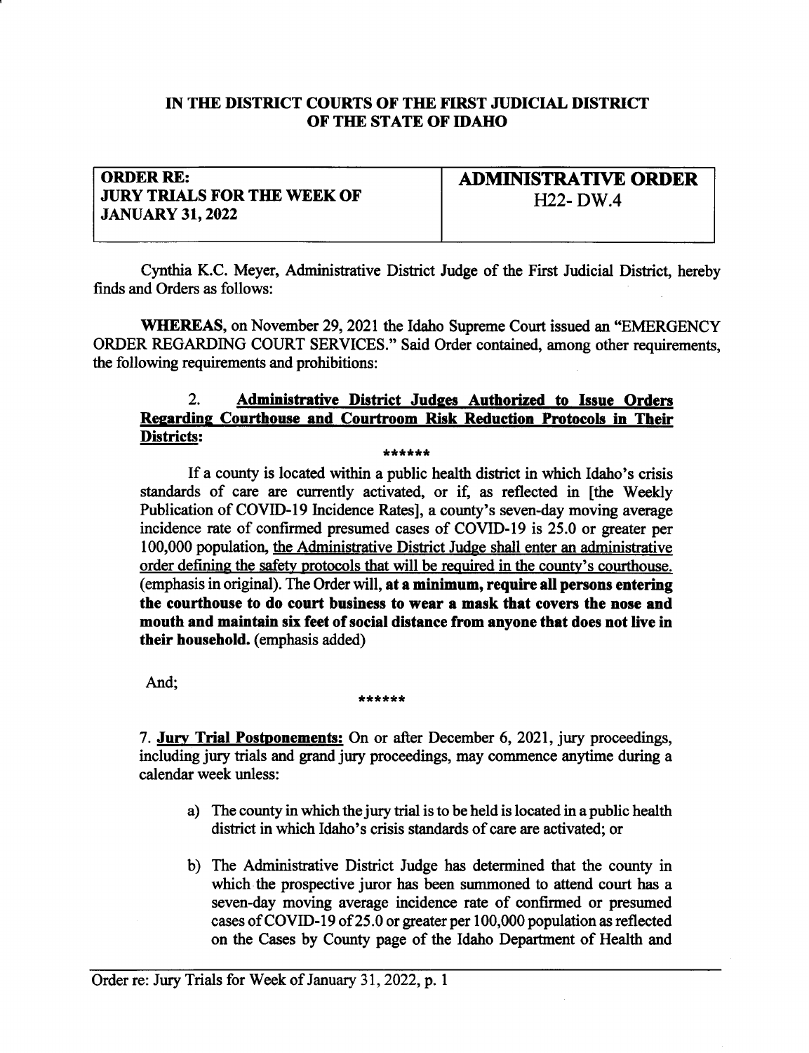**IN THE DISTRICT COURTS OF THE FIRST JUDICIAL DISTRICT OF THE STATE OF IDAHO**

| **ORDER RE: JURY TRIALS FOR THE WEEK OF JANUARY 31, 2022** | **ADMINISTRATIVE ORDER** H22- DW.4 |
|---|---|

Cynthia K.C. Meyer, Administrative District Judge of the First Judicial District, hereby finds and Orders as follows:

**WHEREAS**, on November 29, 2021 the Idaho Supreme Court issued an "EMERGENCY ORDER REGARDING COURT SERVICES." Said Order contained, among other requirements, the following requirements and prohibitions:

> 2. **Administrative District Judges Authorized to Issue Orders Regarding Courthouse and Courtroom Risk Reduction Protocols in Their Districts:**
>
> ******
>
> If a county is located within a public health district in which Idaho's crisis standards of care are currently activated, or if, as reflected in [the Weekly Publication of COVID-19 Incidence Rates], a county's seven-day moving average incidence rate of confirmed presumed cases of COVID-19 is 25.0 or greater per 100,000 population, the Administrative District Judge shall enter an administrative order defining the safety protocols that will be required in the county's courthouse. (emphasis in original). The Order will, **at a minimum, require all persons entering the courthouse to do court business to wear a mask that covers the nose and mouth and maintain six feet of social distance from anyone that does not live in their household.** (emphasis added)

And;

******

> 7. **Jury Trial Postponements:** On or after December 6, 2021, jury proceedings, including jury trials and grand jury proceedings, may commence anytime during a calendar week unless:
>
> a) The county in which the jury trial is to be held is located in a public health district in which Idaho's crisis standards of care are activated; or
>
> b) The Administrative District Judge has determined that the county in which the prospective juror has been summoned to attend court has a seven-day moving average incidence rate of confirmed or presumed cases of COVID-19 of 25.0 or greater per 100,000 population as reflected on the Cases by County page of the Idaho Department of Health and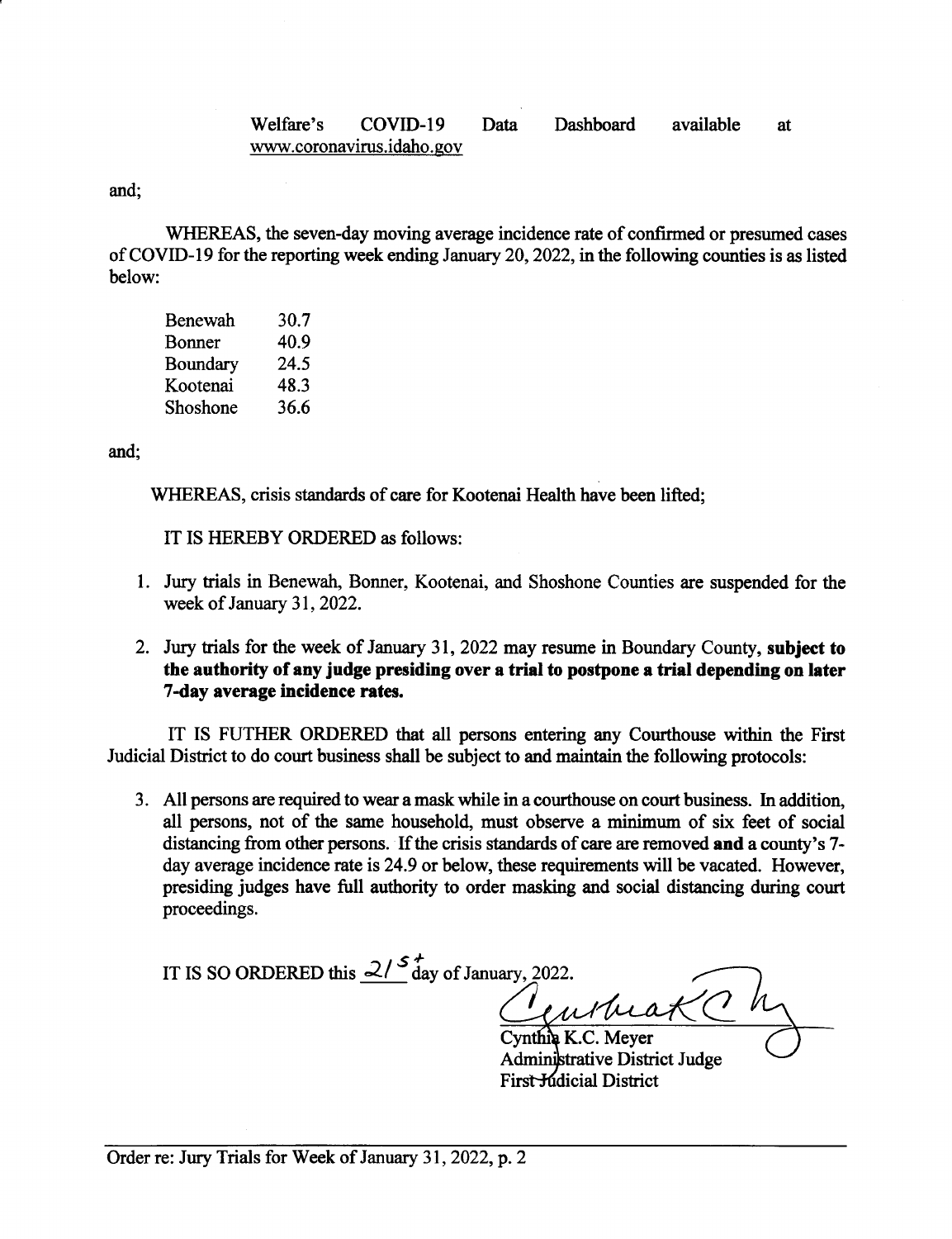Welfare's COVID-19 Data Dashboard available at www.coronavirus.idaho.gov

and;

WHEREAS, the seven-day moving average incidence rate of confirmed or presumed cases of COVID-19 for the reporting week ending January 20, 2022, in the following counties is as listed below:

| | |
|---|---|
| Benewah | 30.7 |
| Bonner | 40.9 |
| Boundary | 24.5 |
| Kootenai | 48.3 |
| Shoshone | 36.6 |

and;

WHEREAS, crisis standards of care for Kootenai Health have been lifted;

IT IS HEREBY ORDERED as follows:

1. Jury trials in Benewah, Bonner, Kootenai, and Shoshone Counties are suspended for the week of January 31, 2022.
2. Jury trials for the week of January 31, 2022 may resume in Boundary County, **subject to the authority of any judge presiding over a trial to postpone a trial depending on later 7-day average incidence rates.**

IT IS FUTHER ORDERED that all persons entering any Courthouse within the First Judicial District to do court business shall be subject to and maintain the following protocols:

3. All persons are required to wear a mask while in a courthouse on court business. In addition, all persons, not of the same household, must observe a minimum of six feet of social distancing from other persons. If the crisis standards of care are removed **and** a county's 7-day average incidence rate is 24.9 or below, these requirements will be vacated. However, presiding judges have full authority to order masking and social distancing during court proceedings.

IT IS SO ORDERED this 21st day of January, 2022.

Cynthia K.C. Meyer
Administrative District Judge
First Judicial District

Order re: Jury Trials for Week of January 31, 2022, p. 2